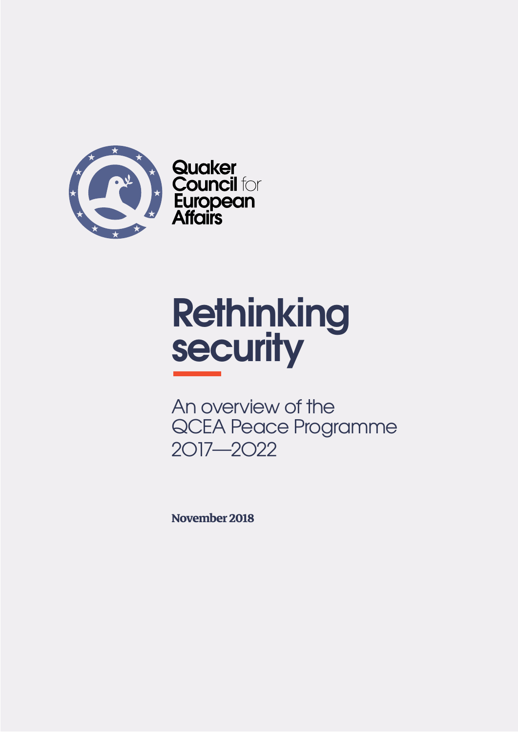Quaker Council for European Affairs

# Rethinking security

## An overview of the QCEA Peace Programme 2017—2022

**November 2018**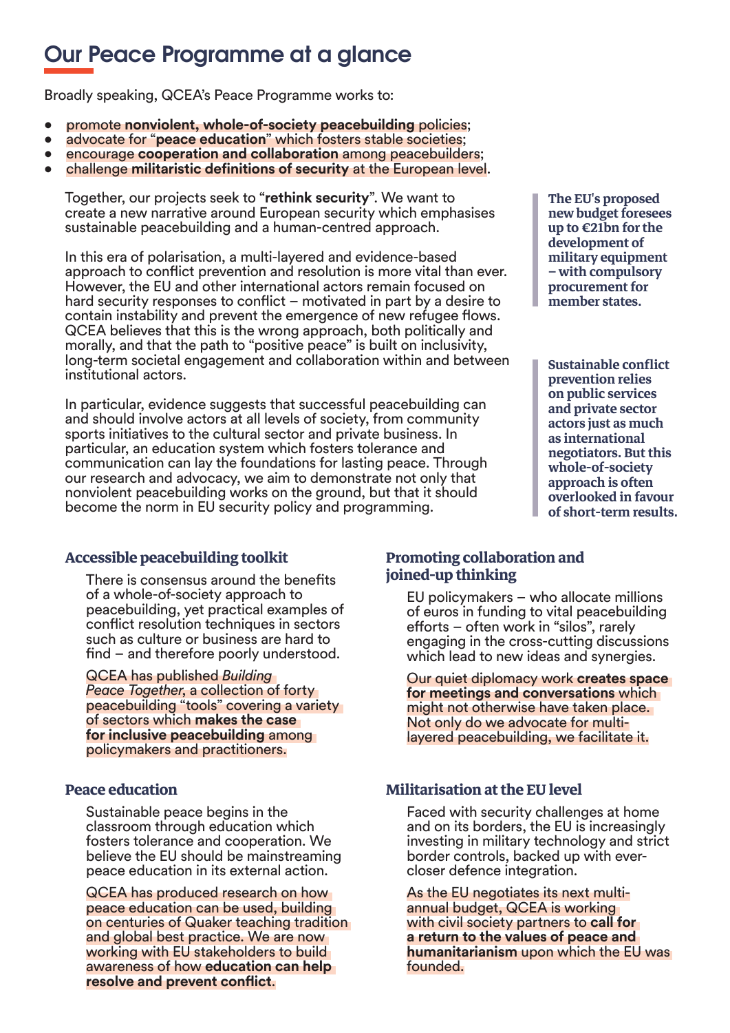# Our Peace Programme at a glance

Broadly speaking, QCEA's Peace Programme works to:

- promote **nonviolent, whole-of-society peacebuilding** policies;
- advocate for "**peace education**" which fosters stable societies;
- encourage **cooperation and collaboration** among peacebuilders;
- challenge **militaristic definitions of security** at the European level.

Together, our projects seek to "**rethink security**". We want to create a new narrative around European security which emphasises sustainable peacebuilding and a human-centred approach.

In this era of polarisation, a multi-layered and evidence-based approach to conflict prevention and resolution is more vital than ever. However, the EU and other international actors remain focused on hard security responses to conflict – motivated in part by a desire to contain instability and prevent the emergence of new refugee flows. QCEA believes that this is the wrong approach, both politically and morally, and that the path to "positive peace" is built on inclusivity, long-term societal engagement and collaboration within and between institutional actors.

In particular, evidence suggests that successful peacebuilding can and should involve actors at all levels of society, from community sports initiatives to the cultural sector and private business. In particular, an education system which fosters tolerance and communication can lay the foundations for lasting peace. Through our research and advocacy, we aim to demonstrate not only that nonviolent peacebuilding works on the ground, but that it should become the norm in EU security policy and programming.

> **The EU's proposed new budget foresees up to €21bn for the development of military equipment – with compulsory procurement for member states.**

> **Sustainable conflict prevention relies on public services and private sector actors just as much as international negotiators. But this whole-of-society approach is often overlooked in favour of short-term results.**

### Accessible peacebuilding toolkit

There is consensus around the benefits of a whole-of-society approach to peacebuilding, yet practical examples of conflict resolution techniques in sectors such as culture or business are hard to find – and therefore poorly understood.

QCEA has published *Building Peace Together*, a collection of forty peacebuilding "tools" covering a variety of sectors which **makes the case for inclusive peacebuilding** among policymakers and practitioners.

### Peace education

Sustainable peace begins in the classroom through education which fosters tolerance and cooperation. We believe the EU should be mainstreaming peace education in its external action.

QCEA has produced research on how peace education can be used, building on centuries of Quaker teaching tradition and global best practice. We are now working with EU stakeholders to build awareness of how **education can help resolve and prevent conflict**.

### Promoting collaboration and joined-up thinking

EU policymakers – who allocate millions of euros in funding to vital peacebuilding efforts – often work in "silos", rarely engaging in the cross-cutting discussions which lead to new ideas and synergies.

Our quiet diplomacy work **creates space for meetings and conversations** which might not otherwise have taken place. Not only do we advocate for multi-layered peacebuilding, we facilitate it.

### Militarisation at the EU level

Faced with security challenges at home and on its borders, the EU is increasingly investing in military technology and strict border controls, backed up with ever-closer defence integration.

As the EU negotiates its next multi-annual budget, QCEA is working with civil society partners to **call for a return to the values of peace and humanitarianism** upon which the EU was founded.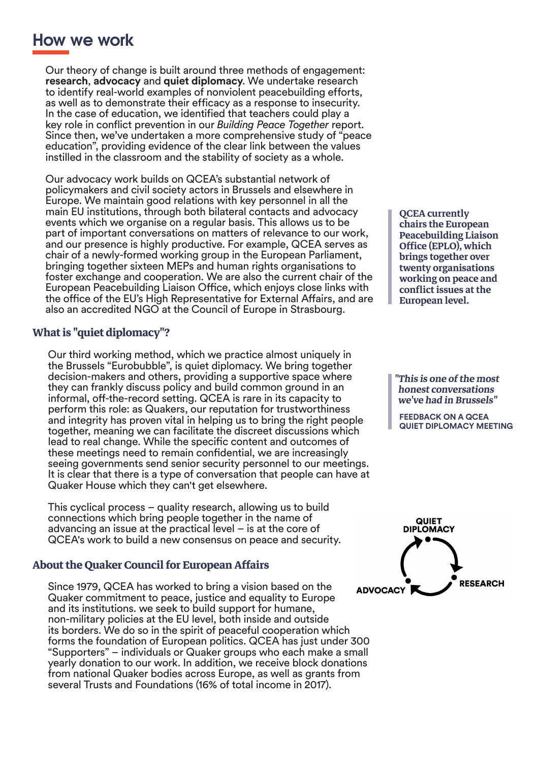## How we work

Our theory of change is built around three methods of engagement: **research**, **advocacy** and **quiet diplomacy**. We undertake research to identify real-world examples of nonviolent peacebuilding efforts, as well as to demonstrate their efficacy as a response to insecurity. In the case of education, we identified that teachers could play a key role in conflict prevention in our *Building Peace Together* report. Since then, we've undertaken a more comprehensive study of "peace education", providing evidence of the clear link between the values instilled in the classroom and the stability of society as a whole.

Our advocacy work builds on QCEA's substantial network of policymakers and civil society actors in Brussels and elsewhere in Europe. We maintain good relations with key personnel in all the main EU institutions, through both bilateral contacts and advocacy events which we organise on a regular basis. This allows us to be part of important conversations on matters of relevance to our work, and our presence is highly productive. For example, QCEA serves as chair of a newly-formed working group in the European Parliament, bringing together sixteen MEPs and human rights organisations to foster exchange and cooperation. We are also the current chair of the European Peacebuilding Liaison Office, which enjoys close links with the office of the EU's High Representative for External Affairs, and are also an accredited NGO at the Council of Europe in Strasbourg.

**QCEA currently chairs the European Peacebuilding Liaison Office (EPLO), which brings together over twenty organisations working on peace and conflict issues at the European level.**

### What is "quiet diplomacy"?

Our third working method, which we practice almost uniquely in the Brussels "Eurobubble", is quiet diplomacy. We bring together decision-makers and others, providing a supportive space where they can frankly discuss policy and build common ground in an informal, off-the-record setting. QCEA is rare in its capacity to perform this role: as Quakers, our reputation for trustworthiness and integrity has proven vital in helping us to bring the right people together, meaning we can facilitate the discreet discussions which lead to real change. While the specific content and outcomes of these meetings need to remain confidential, we are increasingly seeing governments send senior security personnel to our meetings. It is clear that there is a type of conversation that people can have at Quaker House which they can't get elsewhere.

> ***"This is one of the most honest conversations we've had in Brussels"***
>
> FEEDBACK ON A QCEA QUIET DIPLOMACY MEETING

This cyclical process – quality research, allowing us to build connections which bring people together in the name of advancing an issue at the practical level – is at the core of QCEA's work to build a new consensus on peace and security.

QUIET DIPLOMACY
RESEARCH
ADVOCACY

### About the Quaker Council for European Affairs

Since 1979, QCEA has worked to bring a vision based on the Quaker commitment to peace, justice and equality to Europe and its institutions. we seek to build support for humane, non-military policies at the EU level, both inside and outside its borders. We do so in the spirit of peaceful cooperation which forms the foundation of European politics. QCEA has just under 300 "Supporters" – individuals or Quaker groups who each make a small yearly donation to our work. In addition, we receive block donations from national Quaker bodies across Europe, as well as grants from several Trusts and Foundations (16% of total income in 2017).